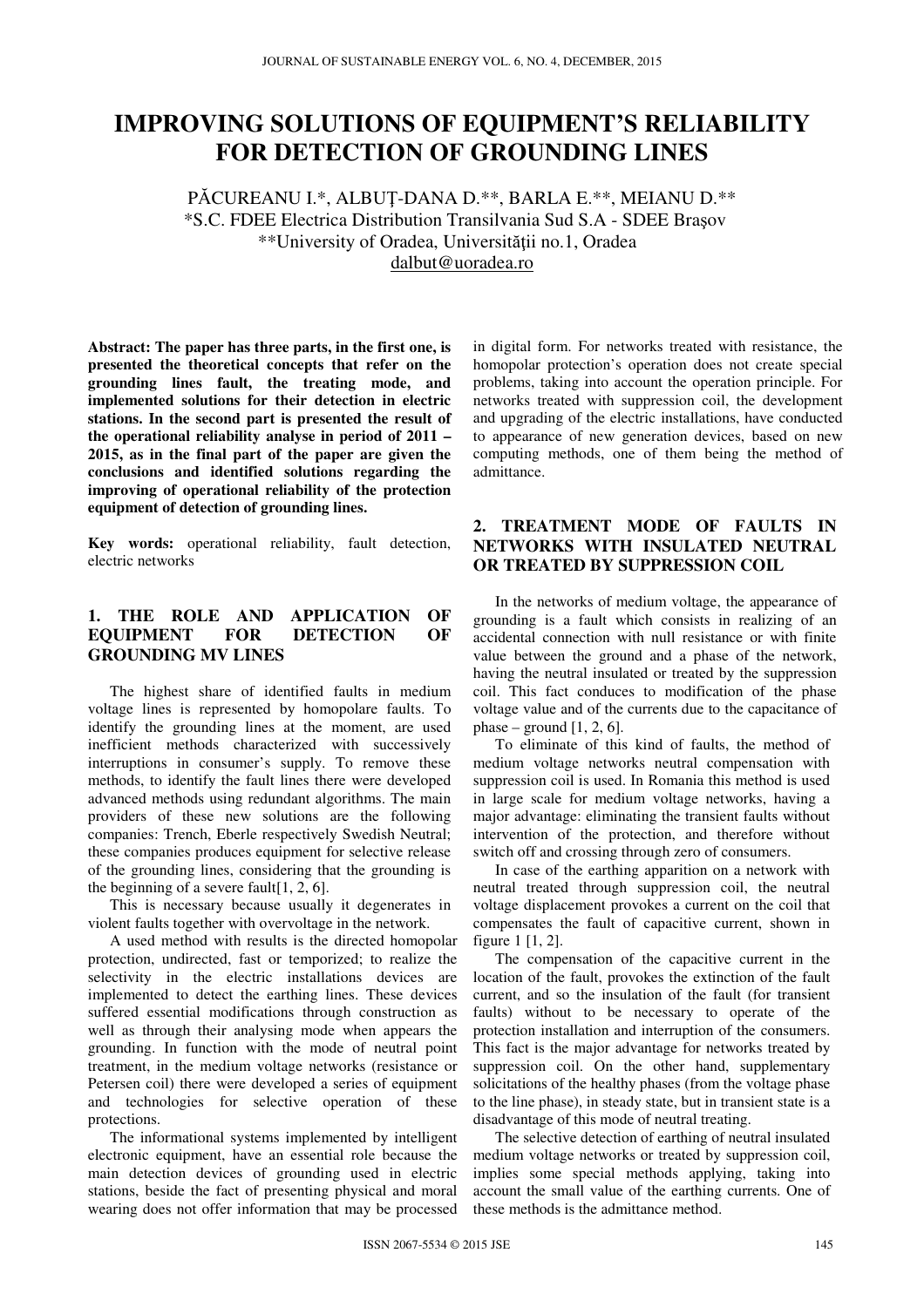# IMPROVING SOLUTIONS OF EQUIPMENT'S RELIABILITY FOR DETECTION OF GROUNDING LINES

PĂCUREANU I.*, ALBUŢ-DANA D.**, BARLA E.**, MEIANU D.**
*S.C. FDEE Electrica Distribution Transilvania Sud S.A - SDEE Braşov
**University of Oradea, Universităţii no.1, Oradea
dalbut@uoradea.ro

**Abstract: The paper has three parts, in the first one, is presented the theoretical concepts that refer on the grounding lines fault, the treating mode, and implemented solutions for their detection in electric stations. In the second part is presented the result of the operational reliability analyse in period of 2011 – 2015, as in the final part of the paper are given the conclusions and identified solutions regarding the improving of operational reliability of the protection equipment of detection of grounding lines.**

**Key words:** operational reliability, fault detection, electric networks

## 1. THE ROLE AND APPLICATION OF EQUIPMENT FOR DETECTION OF GROUNDING MV LINES

The highest share of identified faults in medium voltage lines is represented by homopolare faults. To identify the grounding lines at the moment, are used inefficient methods characterized with successively interruptions in consumer's supply. To remove these methods, to identify the fault lines there were developed advanced methods using redundant algorithms. The main providers of these new solutions are the following companies: Trench, Eberle respectively Swedish Neutral; these companies produces equipment for selective release of the grounding lines, considering that the grounding is the beginning of a severe fault[1, 2, 6].

This is necessary because usually it degenerates in violent faults together with overvoltage in the network.

A used method with results is the directed homopolar protection, undirected, fast or temporized; to realize the selectivity in the electric installations devices are implemented to detect the earthing lines. These devices suffered essential modifications through construction as well as through their analysing mode when appears the grounding. In function with the mode of neutral point treatment, in the medium voltage networks (resistance or Petersen coil) there were developed a series of equipment and technologies for selective operation of these protections.

The informational systems implemented by intelligent electronic equipment, have an essential role because the main detection devices of grounding used in electric stations, beside the fact of presenting physical and moral wearing does not offer information that may be processed in digital form. For networks treated with resistance, the homopolar protection's operation does not create special problems, taking into account the operation principle. For networks treated with suppression coil, the development and upgrading of the electric installations, have conducted to appearance of new generation devices, based on new computing methods, one of them being the method of admittance.

## 2. TREATMENT MODE OF FAULTS IN NETWORKS WITH INSULATED NEUTRAL OR TREATED BY SUPPRESSION COIL

In the networks of medium voltage, the appearance of grounding is a fault which consists in realizing of an accidental connection with null resistance or with finite value between the ground and a phase of the network, having the neutral insulated or treated by the suppression coil. This fact conduces to modification of the phase voltage value and of the currents due to the capacitance of phase – ground [1, 2, 6].

To eliminate of this kind of faults, the method of medium voltage networks neutral compensation with suppression coil is used. In Romania this method is used in large scale for medium voltage networks, having a major advantage: eliminating the transient faults without intervention of the protection, and therefore without switch off and crossing through zero of consumers.

In case of the earthing apparition on a network with neutral treated through suppression coil, the neutral voltage displacement provokes a current on the coil that compensates the fault of capacitive current, shown in figure 1 [1, 2].

The compensation of the capacitive current in the location of the fault, provokes the extinction of the fault current, and so the insulation of the fault (for transient faults) without to be necessary to operate of the protection installation and interruption of the consumers. This fact is the major advantage for networks treated by suppression coil. On the other hand, supplementary solicitations of the healthy phases (from the voltage phase to the line phase), in steady state, but in transient state is a disadvantage of this mode of neutral treating.

The selective detection of earthing of neutral insulated medium voltage networks or treated by suppression coil, implies some special methods applying, taking into account the small value of the earthing currents. One of these methods is the admittance method.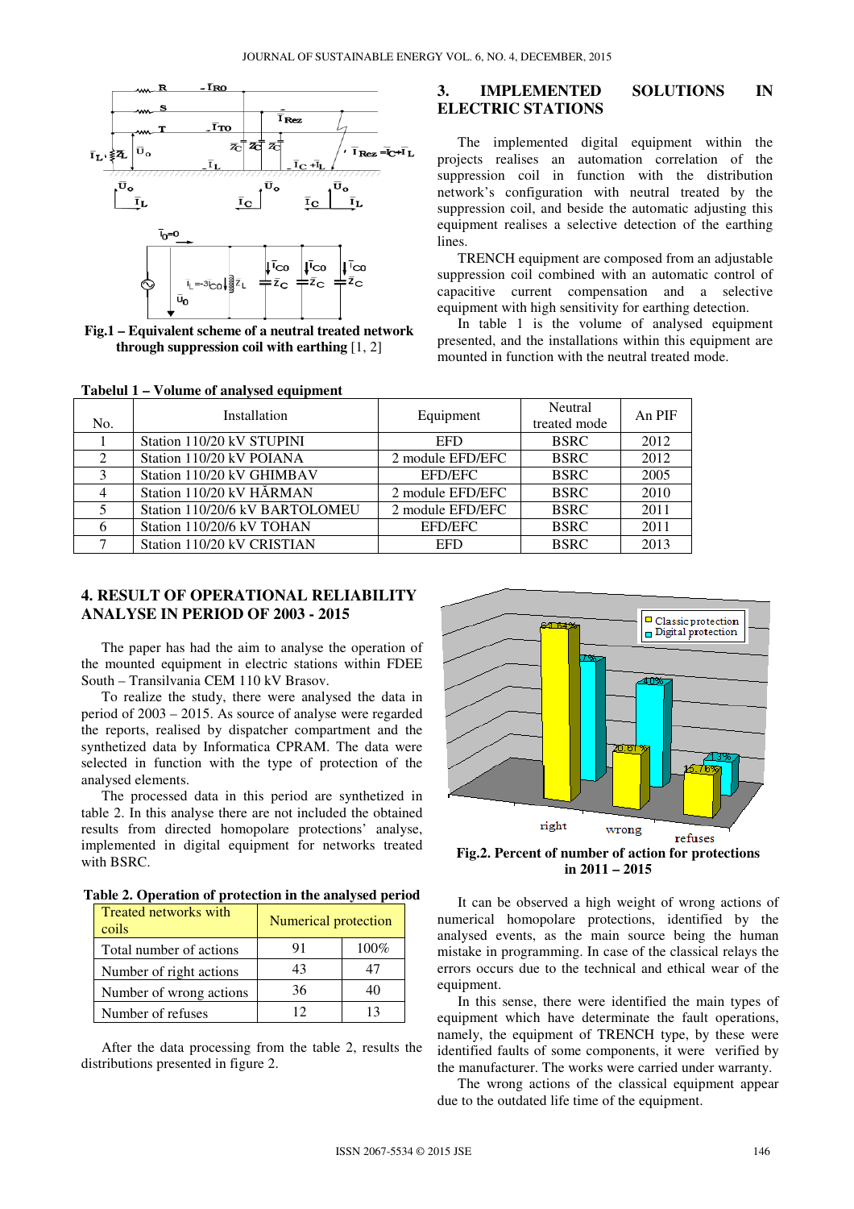Fig.1 – Equivalent scheme of a neutral treated network through suppression coil with earthing [1, 2]

## 3. IMPLEMENTED SOLUTIONS IN ELECTRIC STATIONS

The implemented digital equipment within the projects realises an automation correlation of the suppression coil in function with the distribution network's configuration with neutral treated by the suppression coil, and beside the automatic adjusting this equipment realises a selective detection of the earthing lines.

TRENCH equipment are composed from an adjustable suppression coil combined with an automatic control of capacitive current compensation and a selective equipment with high sensitivity for earthing detection.

In table 1 is the volume of analysed equipment presented, and the installations within this equipment are mounted in function with the neutral treated mode.

**Tabelul 1 – Volume of analysed equipment**

| No. | Installation | Equipment | Neutral treated mode | An PIF |
|---|---|---|---|---|
| 1 | Station 110/20 kV STUPINI | EFD | BSRC | 2012 |
| 2 | Station 110/20 kV POIANA | 2 module EFD/EFC | BSRC | 2012 |
| 3 | Station 110/20 kV GHIMBAV | EFD/EFC | BSRC | 2005 |
| 4 | Station 110/20 kV HĂRMAN | 2 module EFD/EFC | BSRC | 2010 |
| 5 | Station 110/20/6 kV BARTOLOMEU | 2 module EFD/EFC | BSRC | 2011 |
| 6 | Station 110/20/6 kV TOHAN | EFD/EFC | BSRC | 2011 |
| 7 | Station 110/20 kV CRISTIAN | EFD | BSRC | 2013 |

## 4. RESULT OF OPERATIONAL RELIABILITY ANALYSE IN PERIOD OF 2003 - 2015

The paper has had the aim to analyse the operation of the mounted equipment in electric stations within FDEE South – Transilvania CEM 110 kV Brasov.

To realize the study, there were analysed the data in period of 2003 – 2015. As source of analyse were regarded the reports, realised by dispatcher compartment and the synthetized data by Informatica CPRAM. The data were selected in function with the type of protection of the analysed elements.

The processed data in this period are synthetized in table 2. In this analyse there are not included the obtained results from directed homopolare protections' analyse, implemented in digital equipment for networks treated with BSRC.

**Table 2. Operation of protection in the analysed period**

| Treated networks with coils | Numerical protection | |
|---|---|---|
| Total number of actions | 91 | 100% |
| Number of right actions | 43 | 47 |
| Number of wrong actions | 36 | 40 |
| Number of refuses | 12 | 13 |

After the data processing from the table 2, results the distributions presented in figure 2.

Fig.2. Percent of number of action for protections in 2011 – 2015

It can be observed a high weight of wrong actions of numerical homopolare protections, identified by the analysed events, as the main source being the human mistake in programming. In case of the classical relays the errors occurs due to the technical and ethical wear of the equipment.

In this sense, there were identified the main types of equipment which have determinate the fault operations, namely, the equipment of TRENCH type, by these were identified faults of some components, it were verified by the manufacturer. The works were carried under warranty.

The wrong actions of the classical equipment appear due to the outdated life time of the equipment.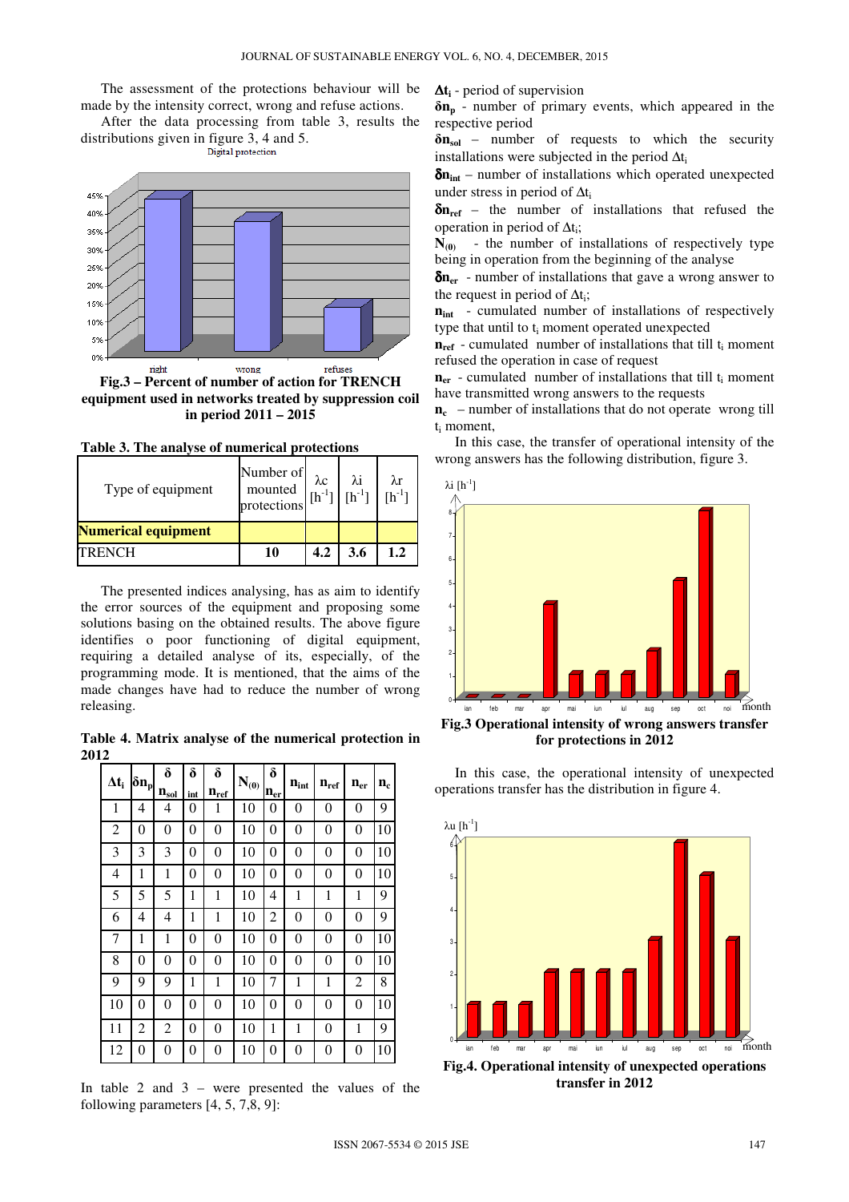The assessment of the protections behaviour will be made by the intensity correct, wrong and refuse actions.

After the data processing from table 3, results the distributions given in figure 3, 4 and 5.

**Fig.3 – Percent of number of action for TRENCH equipment used in networks treated by suppression coil in period 2011 – 2015**

**Table 3. The analyse of numerical protections**

| Type of equipment | Number of mounted protections | λc [h$^{-1}$] | λi [h$^{-1}$] | λr [h$^{-1}$] |
|---|---|---|---|---|
| **Numerical equipment** | | | | |
| TRENCH | **10** | **4.2** | **3.6** | **1.2** |

The presented indices analysing, has as aim to identify the error sources of the equipment and proposing some solutions basing on the obtained results. The above figure identifies o poor functioning of digital equipment, requiring a detailed analyse of its, especially, of the programming mode. It is mentioned, that the aims of the made changes have had to reduce the number of wrong releasing.

**Table 4. Matrix analyse of the numerical protection in 2012**

| $\Delta t_i$ | $\delta n_p$ | $\delta n_{sol}$ | $\delta_{int}$ | $\delta n_{ref}$ | $N_{(0)}$ | $\delta n_{er}$ | $n_{int}$ | $n_{ref}$ | $n_{er}$ | $n_c$ |
|---|---|---|---|---|---|---|---|---|---|---|
| 1 | 4 | 4 | 0 | 1 | 10 | 0 | 0 | 0 | 0 | 9 |
| 2 | 0 | 0 | 0 | 0 | 10 | 0 | 0 | 0 | 0 | 10 |
| 3 | 3 | 3 | 0 | 0 | 10 | 0 | 0 | 0 | 0 | 10 |
| 4 | 1 | 1 | 0 | 0 | 10 | 0 | 0 | 0 | 0 | 10 |
| 5 | 5 | 5 | 1 | 1 | 10 | 4 | 1 | 1 | 1 | 9 |
| 6 | 4 | 4 | 1 | 1 | 10 | 2 | 0 | 0 | 0 | 9 |
| 7 | 1 | 1 | 0 | 0 | 10 | 0 | 0 | 0 | 0 | 10 |
| 8 | 0 | 0 | 0 | 0 | 10 | 0 | 0 | 0 | 0 | 10 |
| 9 | 9 | 9 | 1 | 1 | 10 | 7 | 1 | 1 | 2 | 8 |
| 10 | 0 | 0 | 0 | 0 | 10 | 0 | 0 | 0 | 0 | 10 |
| 11 | 2 | 2 | 0 | 0 | 10 | 1 | 1 | 0 | 1 | 9 |
| 12 | 0 | 0 | 0 | 0 | 10 | 0 | 0 | 0 | 0 | 10 |

In table 2 and 3 – were presented the values of the following parameters [4, 5, 7,8, 9]:

**$\Delta t_i$** - period of supervision

**$\delta n_p$** - number of primary events, which appeared in the respective period

**$\delta n_{sol}$** – number of requests to which the security installations were subjected in the period $\Delta t_i$

**$\delta n_{int}$** – number of installations which operated unexpected under stress in period of $\Delta t_i$

**$\delta n_{ref}$** – the number of installations that refused the operation in period of $\Delta t_i$;

**$N_{(0)}$** - the number of installations of respectively type being in operation from the beginning of the analyse

**$\delta n_{er}$** - number of installations that gave a wrong answer to the request in period of $\Delta t_i$;

**$n_{int}$** - cumulated number of installations of respectively type that until to $t_i$ moment operated unexpected

**$n_{ref}$** - cumulated number of installations that till $t_i$ moment refused the operation in case of request

**$n_{er}$** - cumulated number of installations that till $t_i$ moment have transmitted wrong answers to the requests

**$n_c$** – number of installations that do not operate wrong till $t_i$ moment,

In this case, the transfer of operational intensity of the wrong answers has the following distribution, figure 3.

**Fig.3 Operational intensity of wrong answers transfer for protections in 2012**

In this case, the operational intensity of unexpected operations transfer has the distribution in figure 4.

**Fig.4. Operational intensity of unexpected operations transfer in 2012**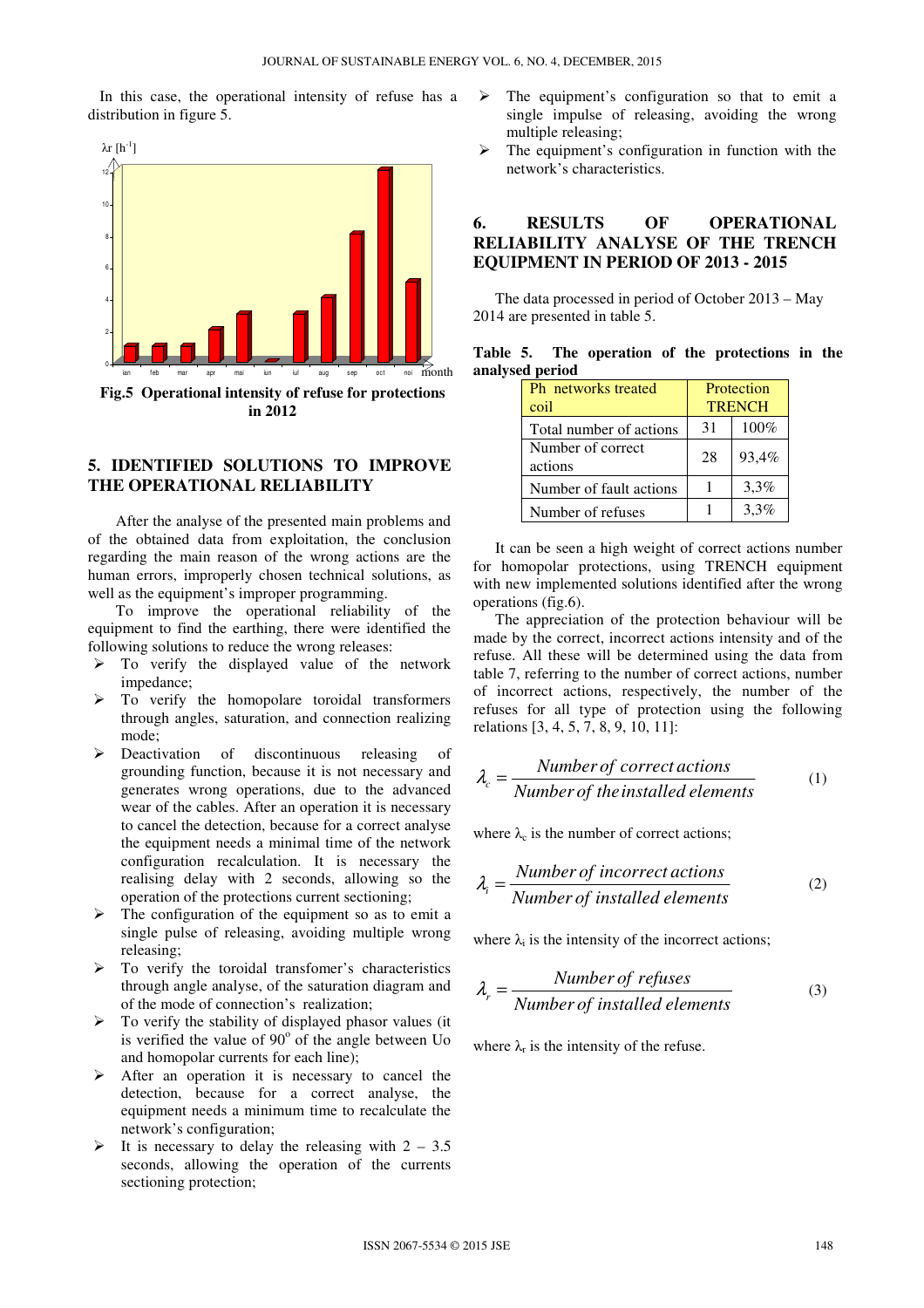In this case, the operational intensity of refuse has a distribution in figure 5.

**Fig.5 Operational intensity of refuse for protections in 2012**

## 5. IDENTIFIED SOLUTIONS TO IMPROVE THE OPERATIONAL RELIABILITY

After the analyse of the presented main problems and of the obtained data from exploitation, the conclusion regarding the main reason of the wrong actions are the human errors, improperly chosen technical solutions, as well as the equipment's improper programming.

To improve the operational reliability of the equipment to find the earthing, there were identified the following solutions to reduce the wrong releases:

- To verify the displayed value of the network impedance;
- To verify the homopolare toroidal transformers through angles, saturation, and connection realizing mode;
- Deactivation of discontinuous releasing of grounding function, because it is not necessary and generates wrong operations, due to the advanced wear of the cables. After an operation it is necessary to cancel the detection, because for a correct analyse the equipment needs a minimal time of the network configuration recalculation. It is necessary the realising delay with 2 seconds, allowing so the operation of the protections current sectioning;
- The configuration of the equipment so as to emit a single pulse of releasing, avoiding multiple wrong releasing;
- To verify the toroidal transfomer's characteristics through angle analyse, of the saturation diagram and of the mode of connection's realization;
- To verify the stability of displayed phasor values (it is verified the value of 90$^o$ of the angle between Uo and homopolar currents for each line);
- After an operation it is necessary to cancel the detection, because for a correct analyse, the equipment needs a minimum time to recalculate the network's configuration;
- It is necessary to delay the releasing with 2 – 3.5 seconds, allowing the operation of the currents sectioning protection;
- The equipment's configuration so that to emit a single impulse of releasing, avoiding the wrong multiple releasing;
- The equipment's configuration in function with the network's characteristics.

## 6. RESULTS OF OPERATIONAL RELIABILITY ANALYSE OF THE TRENCH EQUIPMENT IN PERIOD OF 2013 - 2015

The data processed in period of October 2013 – May 2014 are presented in table 5.

**Table 5. The operation of the protections in the analysed period**

| Ph networks treated coil | Protection TRENCH | |
|---|---|---|
| Total number of actions | 31 | 100% |
| Number of correct actions | 28 | 93,4% |
| Number of fault actions | 1 | 3,3% |
| Number of refuses | 1 | 3,3% |

It can be seen a high weight of correct actions number for homopolar protections, using TRENCH equipment with new implemented solutions identified after the wrong operations (fig.6).

The appreciation of the protection behaviour will be made by the correct, incorrect actions intensity and of the refuse. All these will be determined using the data from table 7, referring to the number of correct actions, number of incorrect actions, respectively, the number of the refuses for all type of protection using the following relations [3, 4, 5, 7, 8, 9, 10, 11]:

$$\lambda_c = \frac{Number\,of\,correct\,actions}{Number\,of\,the\,installed\,elements} \tag{1}$$

where $\lambda_c$ is the number of correct actions;

$$\lambda_i = \frac{Number\,of\,incorrect\,actions}{Number\,of\,installed\,elements} \tag{2}$$

where $\lambda_i$ is the intensity of the incorrect actions;

$$\lambda_r = \frac{Number\,of\,refuses}{Number\,of\,installed\,elements} \tag{3}$$

where $\lambda_r$ is the intensity of the refuse.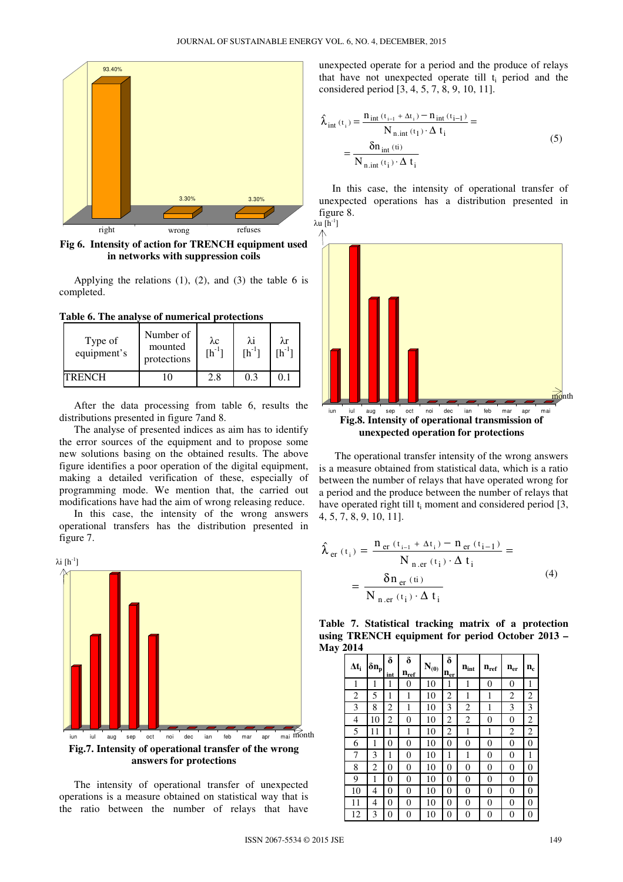Fig 6. Intensity of action for TRENCH equipment used in networks with suppression coils

Applying the relations (1), (2), and (3) the table 6 is completed.

**Table 6. The analyse of numerical protections**

| Type of equipment's | Number of mounted protections | λc [h$^{-1}$] | λi [h$^{-1}$] | λr [h$^{-1}$] |
|---|---|---|---|---|
| TRENCH | 10 | 2.8 | 0.3 | 0.1 |

After the data processing from table 6, results the distributions presented in figure 7and 8.

The analyse of presented indices as aim has to identify the error sources of the equipment and to propose some new solutions basing on the obtained results. The above figure identifies a poor operation of the digital equipment, making a detailed verification of these, especially of programming mode. We mention that, the carried out modifications have had the aim of wrong releasing reduce.

In this case, the intensity of the wrong answers operational transfers has the distribution presented in figure 7.

Fig.7. Intensity of operational transfer of the wrong answers for protections

The intensity of operational transfer of unexpected operations is a measure obtained on statistical way that is the ratio between the number of relays that have unexpected operate for a period and the produce of relays that have not unexpected operate till $t_i$ period and the considered period [3, 4, 5, 7, 8, 9, 10, 11].

$$\hat{\lambda}_{int}(t_i) = \frac{n_{int}(t_{i-1}+\Delta t_i) - n_{int}(t_{i-1})}{N_{n.int}(t_1)\cdot \Delta t_i} = \frac{\delta n_{int}(ti)}{N_{n.int}(t_i)\cdot \Delta t_i} \tag{5}$$

In this case, the intensity of operational transfer of unexpected operations has a distribution presented in figure 8.

Fig.8. Intensity of operational transmission of unexpected operation for protections

The operational transfer intensity of the wrong answers is a measure obtained from statistical data, which is a ratio between the number of relays that have operated wrong for a period and the produce between the number of relays that have operated right till $t_i$ moment and considered period [3, 4, 5, 7, 8, 9, 10, 11].

$$\hat{\lambda}_{er}(t_i) = \frac{n_{er}(t_{i-1}+\Delta t_i) - n_{er}(t_{i-1})}{N_{n.er}(t_i)\cdot \Delta t_i} = \frac{\delta n_{er}(ti)}{N_{n.er}(t_i)\cdot \Delta t_i} \tag{4}$$

**Table 7. Statistical tracking matrix of a protection using TRENCH equipment for period October 2013 – May 2014**

| $\Delta t_i$ | $\delta n_p$ | $\delta_{int}$ | $\delta n_{ref}$ | $N_{(0)}$ | $\delta n_{er}$ | $n_{int}$ | $n_{ref}$ | $n_{er}$ | $n_c$ |
|---|---|---|---|---|---|---|---|---|---|
| 1 | 1 | 1 | 0 | 10 | 1 | 1 | 0 | 0 | 1 |
| 2 | 5 | 1 | 1 | 10 | 2 | 1 | 1 | 2 | 2 |
| 3 | 8 | 2 | 1 | 10 | 3 | 2 | 1 | 3 | 3 |
| 4 | 10 | 2 | 0 | 10 | 2 | 2 | 0 | 0 | 2 |
| 5 | 11 | 1 | 1 | 10 | 2 | 1 | 1 | 2 | 2 |
| 6 | 1 | 0 | 0 | 10 | 0 | 0 | 0 | 0 | 0 |
| 7 | 3 | 1 | 0 | 10 | 1 | 1 | 0 | 0 | 1 |
| 8 | 2 | 0 | 0 | 10 | 0 | 0 | 0 | 0 | 0 |
| 9 | 1 | 0 | 0 | 10 | 0 | 0 | 0 | 0 | 0 |
| 10 | 4 | 0 | 0 | 10 | 0 | 0 | 0 | 0 | 0 |
| 11 | 4 | 0 | 0 | 10 | 0 | 0 | 0 | 0 | 0 |
| 12 | 3 | 0 | 0 | 10 | 0 | 0 | 0 | 0 | 0 |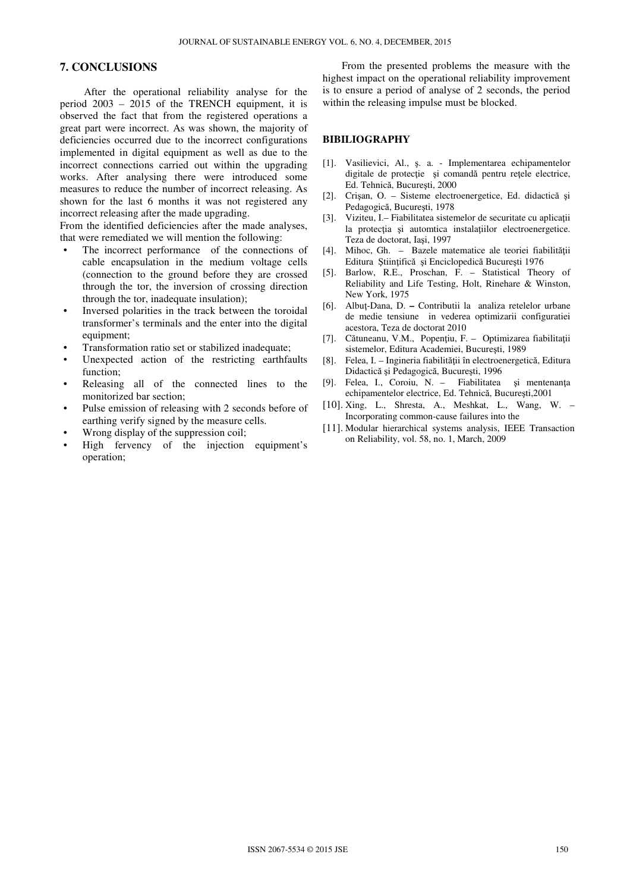## 7. CONCLUSIONS

After the operational reliability analyse for the period 2003 – 2015 of the TRENCH equipment, it is observed the fact that from the registered operations a great part were incorrect. As was shown, the majority of deficiencies occurred due to the incorrect configurations implemented in digital equipment as well as due to the incorrect connections carried out within the upgrading works. After analysing there were introduced some measures to reduce the number of incorrect releasing. As shown for the last 6 months it was not registered any incorrect releasing after the made upgrading.

From the identified deficiencies after the made analyses, that were remediated we will mention the following:

- The incorrect performance of the connections of cable encapsulation in the medium voltage cells (connection to the ground before they are crossed through the tor, the inversion of crossing direction through the tor, inadequate insulation);
- Inversed polarities in the track between the toroidal transformer's terminals and the enter into the digital equipment;
- Transformation ratio set or stabilized inadequate;
- Unexpected action of the restricting earthfaults function;
- Releasing all of the connected lines to the monitorized bar section;
- Pulse emission of releasing with 2 seconds before of earthing verify signed by the measure cells.
- Wrong display of the suppression coil;
- High fervency of the injection equipment's operation;

From the presented problems the measure with the highest impact on the operational reliability improvement is to ensure a period of analyse of 2 seconds, the period within the releasing impulse must be blocked.

### BIBILIOGRAPHY

[1]. Vasilievici, Al., ş. a. - Implementarea echipamentelor digitale de protecţie şi comandă pentru reţele electrice, Ed. Tehnică, Bucureşti, 2000

[2]. Crişan, O. – Sisteme electroenergetice, Ed. didactică şi Pedagogică, Bucureşti, 1978

[3]. Viziteu, I.– Fiabilitatea sistemelor de securitate cu aplicaţii la protecţia şi automtica instalaţiilor electroenergetice. Teza de doctorat, Iaşi, 1997

[4]. Mihoc, Gh. – Bazele matematice ale teoriei fiabilităţii Editura Ştiinţifică şi Enciclopedică Bucureşti 1976

[5]. Barlow, R.E., Proschan, F. – Statistical Theory of Reliability and Life Testing, Holt, Rinehare & Winston, New York, 1975

[6]. Albuţ-Dana, D. – Contributii la analiza retelelor urbane de medie tensiune in vederea optimizarii configuratiei acestora, Teza de doctorat 2010

[7]. Cătuneanu, V.M., Popenţiu, F. – Optimizarea fiabilitaţii sistemelor, Editura Academiei, Bucureşti, 1989

[8]. Felea, I. – Ingineria fiabilităţii în electroenergetică, Editura Didactică şi Pedagogică, Bucureşti, 1996

[9]. Felea, I., Coroiu, N. – Fiabilitatea şi mentenanţa echipamentelor electrice, Ed. Tehnică, Bucureşti,2001

[10]. Xing, L., Shresta, A., Meshkat, L., Wang, W. – Incorporating common-cause failures into the

[11]. Modular hierarchical systems analysis, IEEE Transaction on Reliability, vol. 58, no. 1, March, 2009